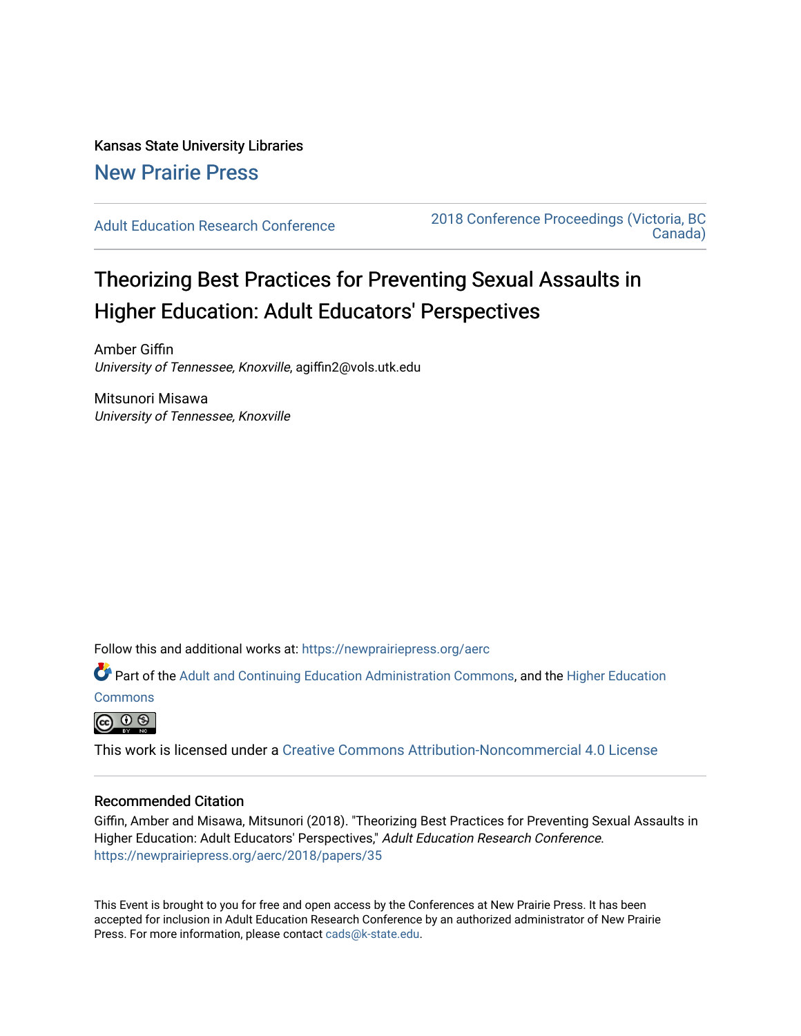Kansas State University Libraries

New Prairie Press

Adult Education Research Conference

2018 Conference Proceedings (Victoria, BC Canada)

# Theorizing Best Practices for Preventing Sexual Assaults in Higher Education: Adult Educators' Perspectives

Amber Giffin
*University of Tennessee, Knoxville*, agiffin2@vols.utk.edu

Mitsunori Misawa
*University of Tennessee, Knoxville*

Follow this and additional works at: https://newprairiepress.org/aerc

Part of the Adult and Continuing Education Administration Commons, and the Higher Education Commons

This work is licensed under a Creative Commons Attribution-Noncommercial 4.0 License

## Recommended Citation

Giffin, Amber and Misawa, Mitsunori (2018). "Theorizing Best Practices for Preventing Sexual Assaults in Higher Education: Adult Educators' Perspectives," *Adult Education Research Conference*. https://newprairiepress.org/aerc/2018/papers/35

This Event is brought to you for free and open access by the Conferences at New Prairie Press. It has been accepted for inclusion in Adult Education Research Conference by an authorized administrator of New Prairie Press. For more information, please contact cads@k-state.edu.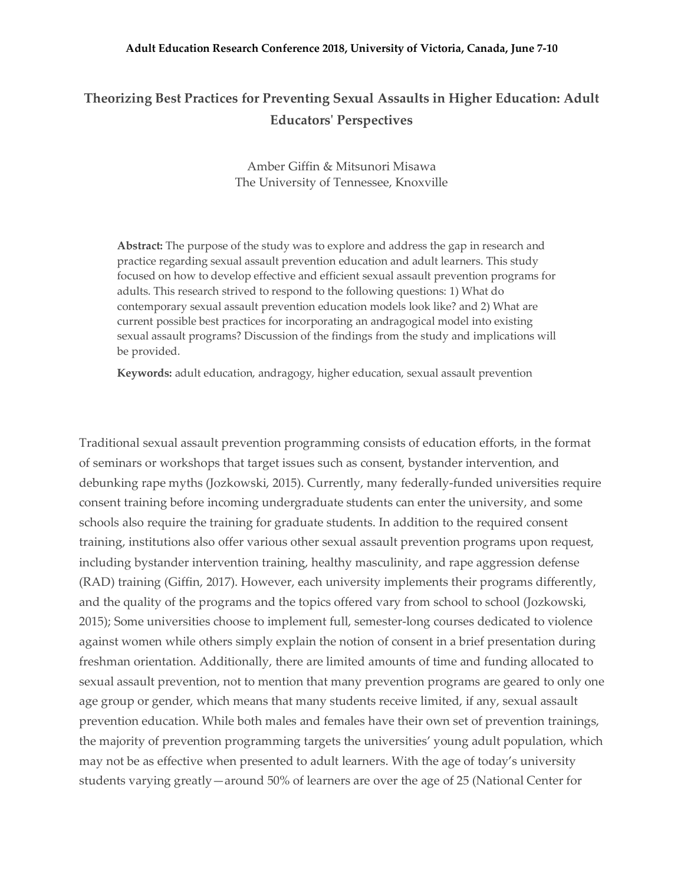# Theorizing Best Practices for Preventing Sexual Assaults in Higher Education: Adult Educators' Perspectives

Amber Giffin & Mitsunori Misawa
The University of Tennessee, Knoxville

**Abstract:** The purpose of the study was to explore and address the gap in research and practice regarding sexual assault prevention education and adult learners. This study focused on how to develop effective and efficient sexual assault prevention programs for adults. This research strived to respond to the following questions: 1) What do contemporary sexual assault prevention education models look like? and 2) What are current possible best practices for incorporating an andragogical model into existing sexual assault programs? Discussion of the findings from the study and implications will be provided.

**Keywords:** adult education, andragogy, higher education, sexual assault prevention

Traditional sexual assault prevention programming consists of education efforts, in the format of seminars or workshops that target issues such as consent, bystander intervention, and debunking rape myths (Jozkowski, 2015). Currently, many federally-funded universities require consent training before incoming undergraduate students can enter the university, and some schools also require the training for graduate students. In addition to the required consent training, institutions also offer various other sexual assault prevention programs upon request, including bystander intervention training, healthy masculinity, and rape aggression defense (RAD) training (Giffin, 2017). However, each university implements their programs differently, and the quality of the programs and the topics offered vary from school to school (Jozkowski, 2015); Some universities choose to implement full, semester-long courses dedicated to violence against women while others simply explain the notion of consent in a brief presentation during freshman orientation. Additionally, there are limited amounts of time and funding allocated to sexual assault prevention, not to mention that many prevention programs are geared to only one age group or gender, which means that many students receive limited, if any, sexual assault prevention education. While both males and females have their own set of prevention trainings, the majority of prevention programming targets the universities' young adult population, which may not be as effective when presented to adult learners. With the age of today's university students varying greatly—around 50% of learners are over the age of 25 (National Center for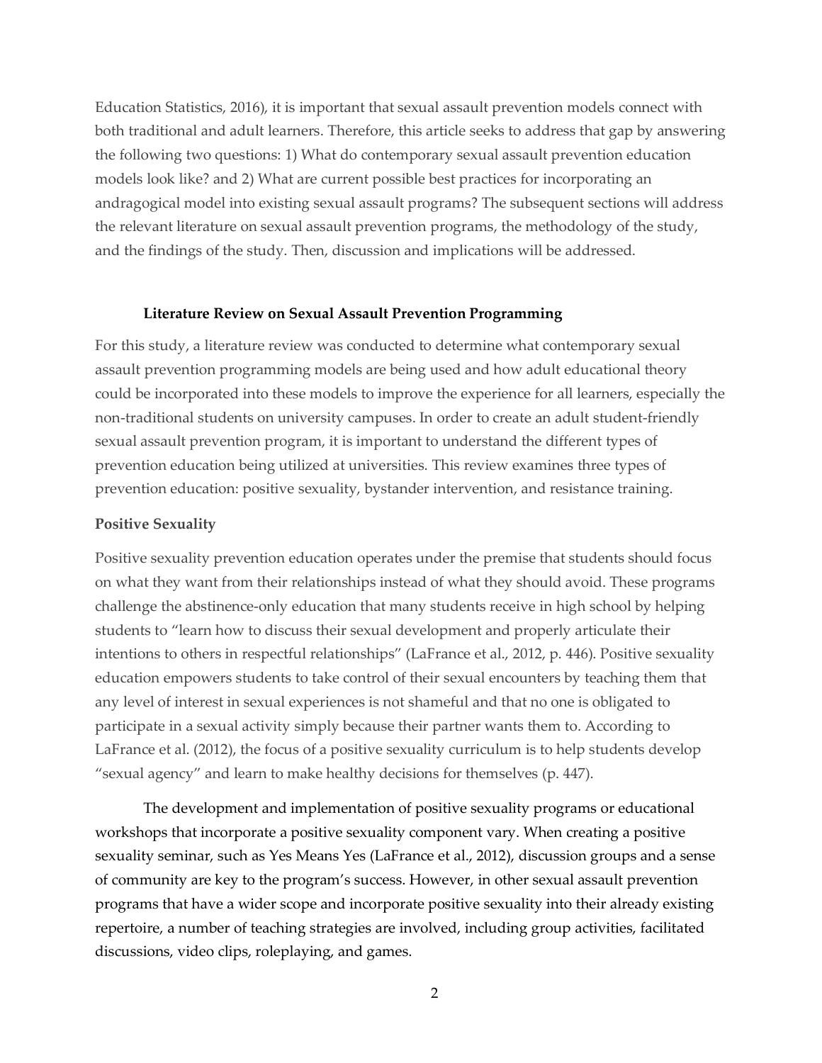Education Statistics, 2016), it is important that sexual assault prevention models connect with both traditional and adult learners. Therefore, this article seeks to address that gap by answering the following two questions: 1) What do contemporary sexual assault prevention education models look like? and 2) What are current possible best practices for incorporating an andragogical model into existing sexual assault programs? The subsequent sections will address the relevant literature on sexual assault prevention programs, the methodology of the study, and the findings of the study. Then, discussion and implications will be addressed.

## Literature Review on Sexual Assault Prevention Programming

For this study, a literature review was conducted to determine what contemporary sexual assault prevention programming models are being used and how adult educational theory could be incorporated into these models to improve the experience for all learners, especially the non-traditional students on university campuses. In order to create an adult student-friendly sexual assault prevention program, it is important to understand the different types of prevention education being utilized at universities. This review examines three types of prevention education: positive sexuality, bystander intervention, and resistance training.

### Positive Sexuality

Positive sexuality prevention education operates under the premise that students should focus on what they want from their relationships instead of what they should avoid. These programs challenge the abstinence-only education that many students receive in high school by helping students to "learn how to discuss their sexual development and properly articulate their intentions to others in respectful relationships" (LaFrance et al., 2012, p. 446). Positive sexuality education empowers students to take control of their sexual encounters by teaching them that any level of interest in sexual experiences is not shameful and that no one is obligated to participate in a sexual activity simply because their partner wants them to. According to LaFrance et al. (2012), the focus of a positive sexuality curriculum is to help students develop "sexual agency" and learn to make healthy decisions for themselves (p. 447).

The development and implementation of positive sexuality programs or educational workshops that incorporate a positive sexuality component vary. When creating a positive sexuality seminar, such as Yes Means Yes (LaFrance et al., 2012), discussion groups and a sense of community are key to the program's success. However, in other sexual assault prevention programs that have a wider scope and incorporate positive sexuality into their already existing repertoire, a number of teaching strategies are involved, including group activities, facilitated discussions, video clips, roleplaying, and games.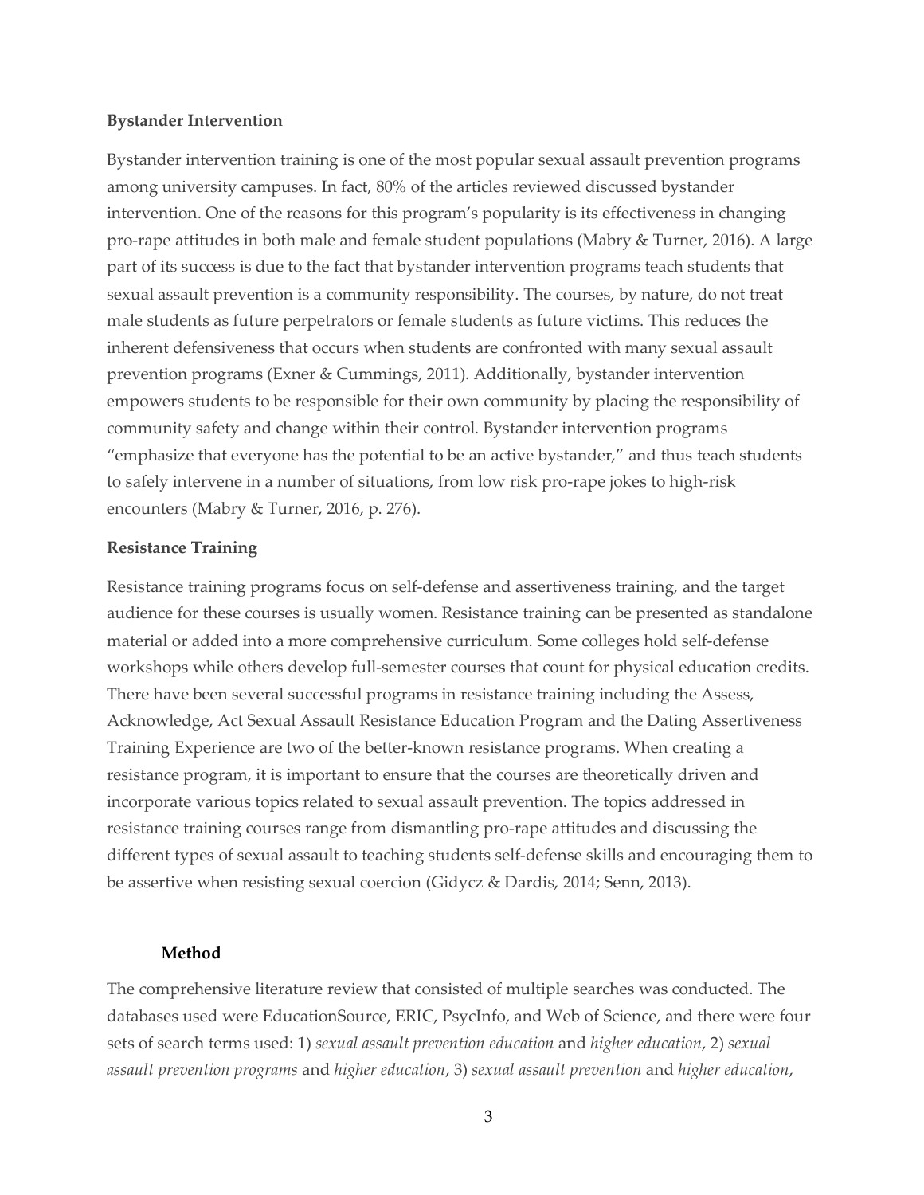### Bystander Intervention

Bystander intervention training is one of the most popular sexual assault prevention programs among university campuses. In fact, 80% of the articles reviewed discussed bystander intervention. One of the reasons for this program's popularity is its effectiveness in changing pro-rape attitudes in both male and female student populations (Mabry & Turner, 2016). A large part of its success is due to the fact that bystander intervention programs teach students that sexual assault prevention is a community responsibility. The courses, by nature, do not treat male students as future perpetrators or female students as future victims. This reduces the inherent defensiveness that occurs when students are confronted with many sexual assault prevention programs (Exner & Cummings, 2011). Additionally, bystander intervention empowers students to be responsible for their own community by placing the responsibility of community safety and change within their control. Bystander intervention programs "emphasize that everyone has the potential to be an active bystander," and thus teach students to safely intervene in a number of situations, from low risk pro-rape jokes to high-risk encounters (Mabry & Turner, 2016, p. 276).

### Resistance Training

Resistance training programs focus on self-defense and assertiveness training, and the target audience for these courses is usually women. Resistance training can be presented as standalone material or added into a more comprehensive curriculum. Some colleges hold self-defense workshops while others develop full-semester courses that count for physical education credits. There have been several successful programs in resistance training including the Assess, Acknowledge, Act Sexual Assault Resistance Education Program and the Dating Assertiveness Training Experience are two of the better-known resistance programs. When creating a resistance program, it is important to ensure that the courses are theoretically driven and incorporate various topics related to sexual assault prevention. The topics addressed in resistance training courses range from dismantling pro-rape attitudes and discussing the different types of sexual assault to teaching students self-defense skills and encouraging them to be assertive when resisting sexual coercion (Gidycz & Dardis, 2014; Senn, 2013).

## Method

The comprehensive literature review that consisted of multiple searches was conducted. The databases used were EducationSource, ERIC, PsycInfo, and Web of Science, and there were four sets of search terms used: 1) *sexual assault prevention education* and *higher education*, 2) *sexual assault prevention programs* and *higher education*, 3) *sexual assault prevention* and *higher education*,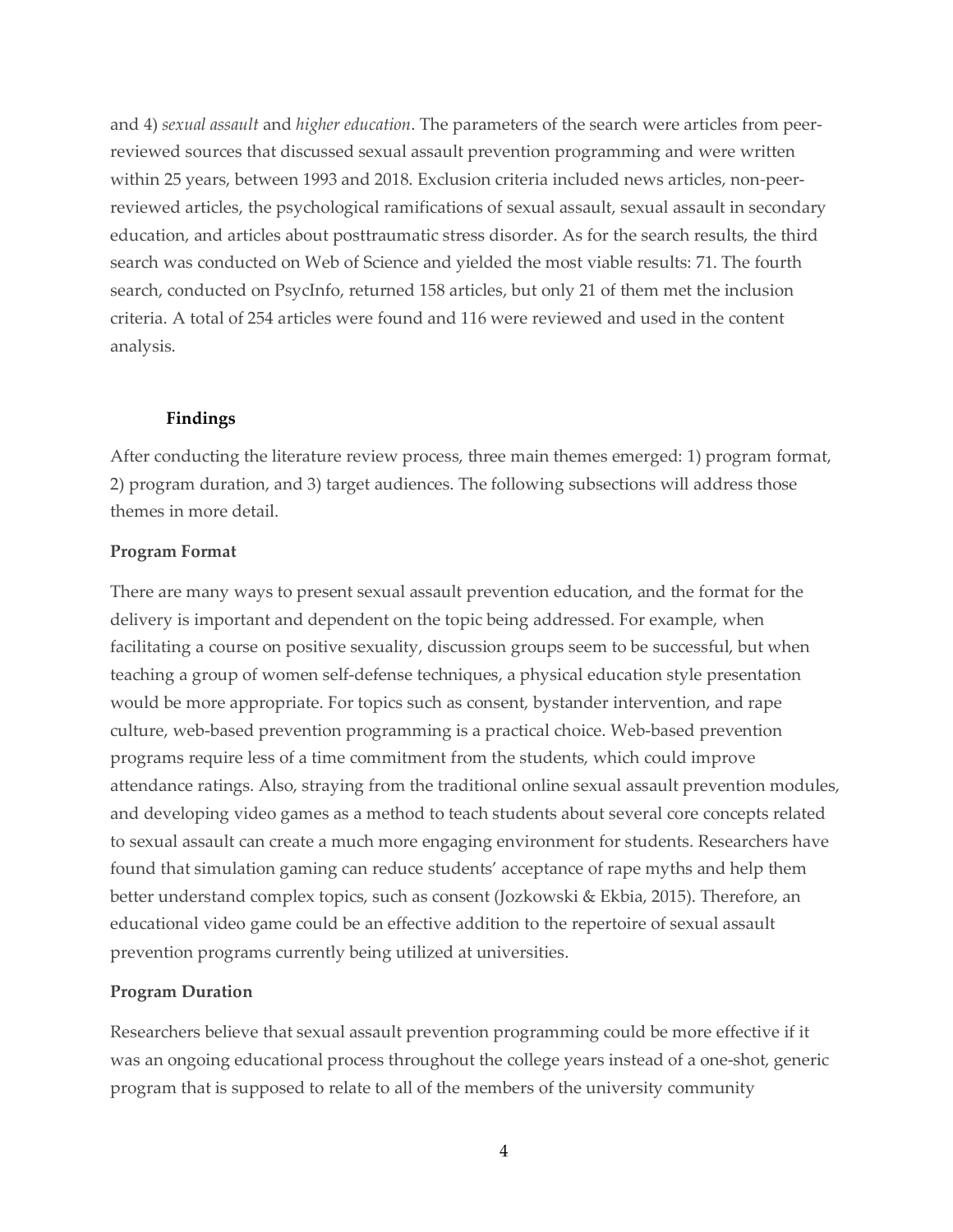and 4) *sexual assault* and *higher education*. The parameters of the search were articles from peer-reviewed sources that discussed sexual assault prevention programming and were written within 25 years, between 1993 and 2018. Exclusion criteria included news articles, non-peer-reviewed articles, the psychological ramifications of sexual assault, sexual assault in secondary education, and articles about posttraumatic stress disorder. As for the search results, the third search was conducted on Web of Science and yielded the most viable results: 71. The fourth search, conducted on PsycInfo, returned 158 articles, but only 21 of them met the inclusion criteria. A total of 254 articles were found and 116 were reviewed and used in the content analysis.

## Findings

After conducting the literature review process, three main themes emerged: 1) program format, 2) program duration, and 3) target audiences. The following subsections will address those themes in more detail.

### Program Format

There are many ways to present sexual assault prevention education, and the format for the delivery is important and dependent on the topic being addressed. For example, when facilitating a course on positive sexuality, discussion groups seem to be successful, but when teaching a group of women self-defense techniques, a physical education style presentation would be more appropriate. For topics such as consent, bystander intervention, and rape culture, web-based prevention programming is a practical choice. Web-based prevention programs require less of a time commitment from the students, which could improve attendance ratings. Also, straying from the traditional online sexual assault prevention modules, and developing video games as a method to teach students about several core concepts related to sexual assault can create a much more engaging environment for students. Researchers have found that simulation gaming can reduce students' acceptance of rape myths and help them better understand complex topics, such as consent (Jozkowski & Ekbia, 2015). Therefore, an educational video game could be an effective addition to the repertoire of sexual assault prevention programs currently being utilized at universities.

### Program Duration

Researchers believe that sexual assault prevention programming could be more effective if it was an ongoing educational process throughout the college years instead of a one-shot, generic program that is supposed to relate to all of the members of the university community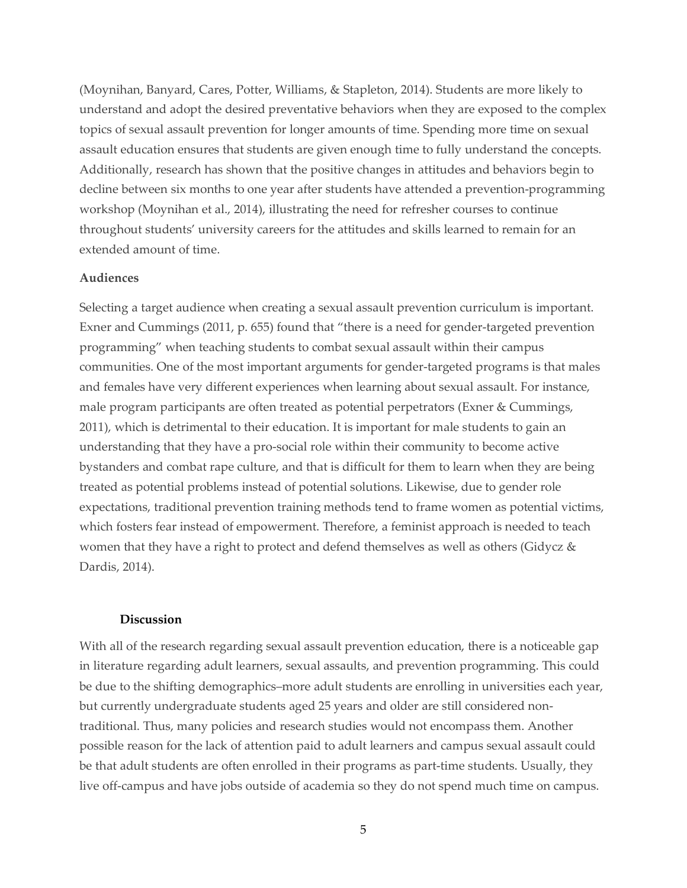(Moynihan, Banyard, Cares, Potter, Williams, & Stapleton, 2014). Students are more likely to understand and adopt the desired preventative behaviors when they are exposed to the complex topics of sexual assault prevention for longer amounts of time. Spending more time on sexual assault education ensures that students are given enough time to fully understand the concepts. Additionally, research has shown that the positive changes in attitudes and behaviors begin to decline between six months to one year after students have attended a prevention-programming workshop (Moynihan et al., 2014), illustrating the need for refresher courses to continue throughout students' university careers for the attitudes and skills learned to remain for an extended amount of time.

### Audiences

Selecting a target audience when creating a sexual assault prevention curriculum is important. Exner and Cummings (2011, p. 655) found that "there is a need for gender-targeted prevention programming" when teaching students to combat sexual assault within their campus communities. One of the most important arguments for gender-targeted programs is that males and females have very different experiences when learning about sexual assault. For instance, male program participants are often treated as potential perpetrators (Exner & Cummings, 2011), which is detrimental to their education. It is important for male students to gain an understanding that they have a pro-social role within their community to become active bystanders and combat rape culture, and that is difficult for them to learn when they are being treated as potential problems instead of potential solutions. Likewise, due to gender role expectations, traditional prevention training methods tend to frame women as potential victims, which fosters fear instead of empowerment. Therefore, a feminist approach is needed to teach women that they have a right to protect and defend themselves as well as others (Gidycz & Dardis, 2014).

## Discussion

With all of the research regarding sexual assault prevention education, there is a noticeable gap in literature regarding adult learners, sexual assaults, and prevention programming. This could be due to the shifting demographics–more adult students are enrolling in universities each year, but currently undergraduate students aged 25 years and older are still considered non-traditional. Thus, many policies and research studies would not encompass them. Another possible reason for the lack of attention paid to adult learners and campus sexual assault could be that adult students are often enrolled in their programs as part-time students. Usually, they live off-campus and have jobs outside of academia so they do not spend much time on campus.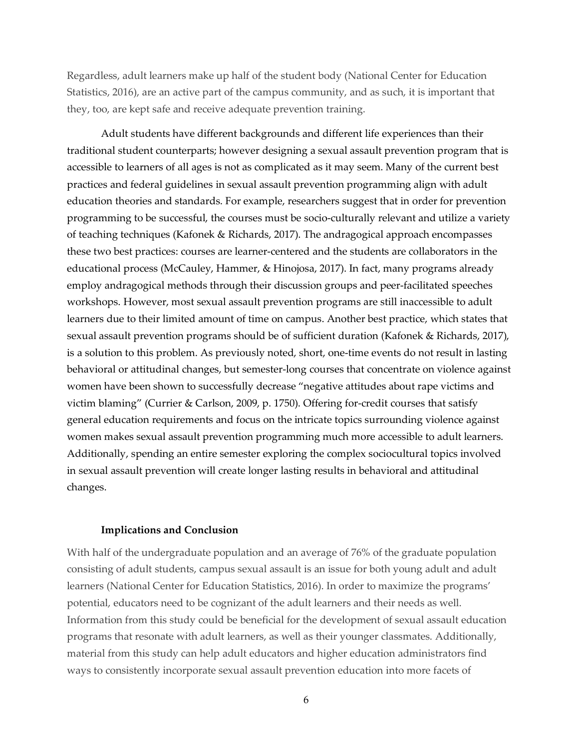Regardless, adult learners make up half of the student body (National Center for Education Statistics, 2016), are an active part of the campus community, and as such, it is important that they, too, are kept safe and receive adequate prevention training.

Adult students have different backgrounds and different life experiences than their traditional student counterparts; however designing a sexual assault prevention program that is accessible to learners of all ages is not as complicated as it may seem. Many of the current best practices and federal guidelines in sexual assault prevention programming align with adult education theories and standards. For example, researchers suggest that in order for prevention programming to be successful, the courses must be socio-culturally relevant and utilize a variety of teaching techniques (Kafonek & Richards, 2017). The andragogical approach encompasses these two best practices: courses are learner-centered and the students are collaborators in the educational process (McCauley, Hammer, & Hinojosa, 2017). In fact, many programs already employ andragogical methods through their discussion groups and peer-facilitated speeches workshops. However, most sexual assault prevention programs are still inaccessible to adult learners due to their limited amount of time on campus. Another best practice, which states that sexual assault prevention programs should be of sufficient duration (Kafonek & Richards, 2017), is a solution to this problem. As previously noted, short, one-time events do not result in lasting behavioral or attitudinal changes, but semester-long courses that concentrate on violence against women have been shown to successfully decrease "negative attitudes about rape victims and victim blaming" (Currier & Carlson, 2009, p. 1750). Offering for-credit courses that satisfy general education requirements and focus on the intricate topics surrounding violence against women makes sexual assault prevention programming much more accessible to adult learners. Additionally, spending an entire semester exploring the complex sociocultural topics involved in sexual assault prevention will create longer lasting results in behavioral and attitudinal changes.

## Implications and Conclusion

With half of the undergraduate population and an average of 76% of the graduate population consisting of adult students, campus sexual assault is an issue for both young adult and adult learners (National Center for Education Statistics, 2016). In order to maximize the programs' potential, educators need to be cognizant of the adult learners and their needs as well. Information from this study could be beneficial for the development of sexual assault education programs that resonate with adult learners, as well as their younger classmates. Additionally, material from this study can help adult educators and higher education administrators find ways to consistently incorporate sexual assault prevention education into more facets of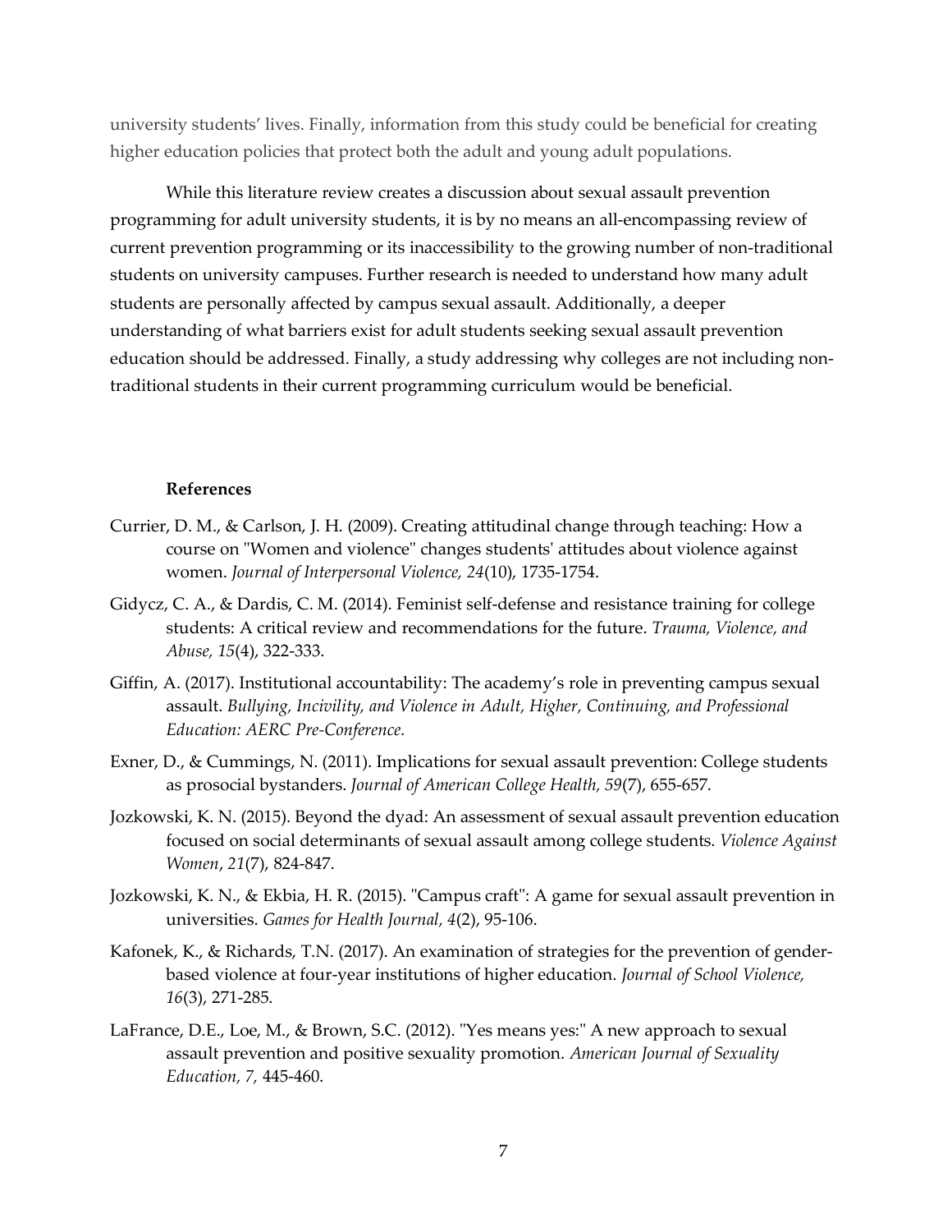university students' lives. Finally, information from this study could be beneficial for creating higher education policies that protect both the adult and young adult populations.

While this literature review creates a discussion about sexual assault prevention programming for adult university students, it is by no means an all-encompassing review of current prevention programming or its inaccessibility to the growing number of non-traditional students on university campuses. Further research is needed to understand how many adult students are personally affected by campus sexual assault. Additionally, a deeper understanding of what barriers exist for adult students seeking sexual assault prevention education should be addressed. Finally, a study addressing why colleges are not including non-traditional students in their current programming curriculum would be beneficial.

## References

Currier, D. M., & Carlson, J. H. (2009). Creating attitudinal change through teaching: How a course on "Women and violence" changes students' attitudes about violence against women. *Journal of Interpersonal Violence, 24*(10), 1735-1754.

Gidycz, C. A., & Dardis, C. M. (2014). Feminist self-defense and resistance training for college students: A critical review and recommendations for the future. *Trauma, Violence, and Abuse, 15*(4), 322-333.

Giffin, A. (2017). Institutional accountability: The academy's role in preventing campus sexual assault. *Bullying, Incivility, and Violence in Adult, Higher, Continuing, and Professional Education: AERC Pre-Conference.*

Exner, D., & Cummings, N. (2011). Implications for sexual assault prevention: College students as prosocial bystanders. *Journal of American College Health, 59*(7), 655-657.

Jozkowski, K. N. (2015). Beyond the dyad: An assessment of sexual assault prevention education focused on social determinants of sexual assault among college students. *Violence Against Women*, *21*(7), 824-847.

Jozkowski, K. N., & Ekbia, H. R. (2015). "Campus craft": A game for sexual assault prevention in universities. *Games for Health Journal, 4*(2), 95-106.

Kafonek, K., & Richards, T.N. (2017). An examination of strategies for the prevention of gender-based violence at four-year institutions of higher education. *Journal of School Violence, 16*(3), 271-285.

LaFrance, D.E., Loe, M., & Brown, S.C. (2012). "Yes means yes:" A new approach to sexual assault prevention and positive sexuality promotion. *American Journal of Sexuality Education, 7*, 445-460.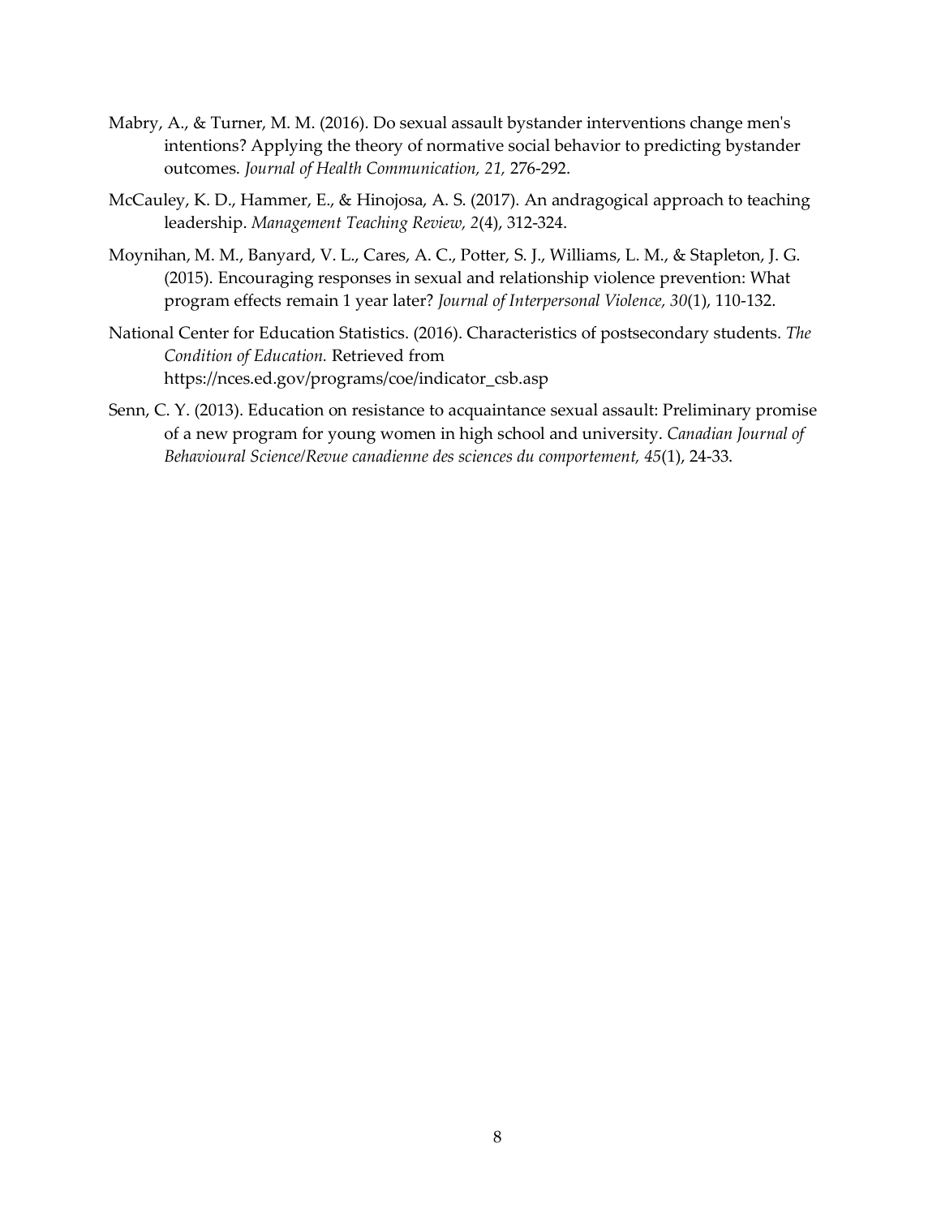Mabry, A., & Turner, M. M. (2016). Do sexual assault bystander interventions change men's intentions? Applying the theory of normative social behavior to predicting bystander outcomes. *Journal of Health Communication, 21,* 276-292.

McCauley, K. D., Hammer, E., & Hinojosa, A. S. (2017). An andragogical approach to teaching leadership. *Management Teaching Review, 2*(4), 312-324.

Moynihan, M. M., Banyard, V. L., Cares, A. C., Potter, S. J., Williams, L. M., & Stapleton, J. G. (2015). Encouraging responses in sexual and relationship violence prevention: What program effects remain 1 year later? *Journal of Interpersonal Violence, 30*(1), 110-132.

National Center for Education Statistics. (2016). Characteristics of postsecondary students. *The Condition of Education.* Retrieved from https://nces.ed.gov/programs/coe/indicator_csb.asp

Senn, C. Y. (2013). Education on resistance to acquaintance sexual assault: Preliminary promise of a new program for young women in high school and university. *Canadian Journal of Behavioural Science/Revue canadienne des sciences du comportement, 45*(1), 24-33.